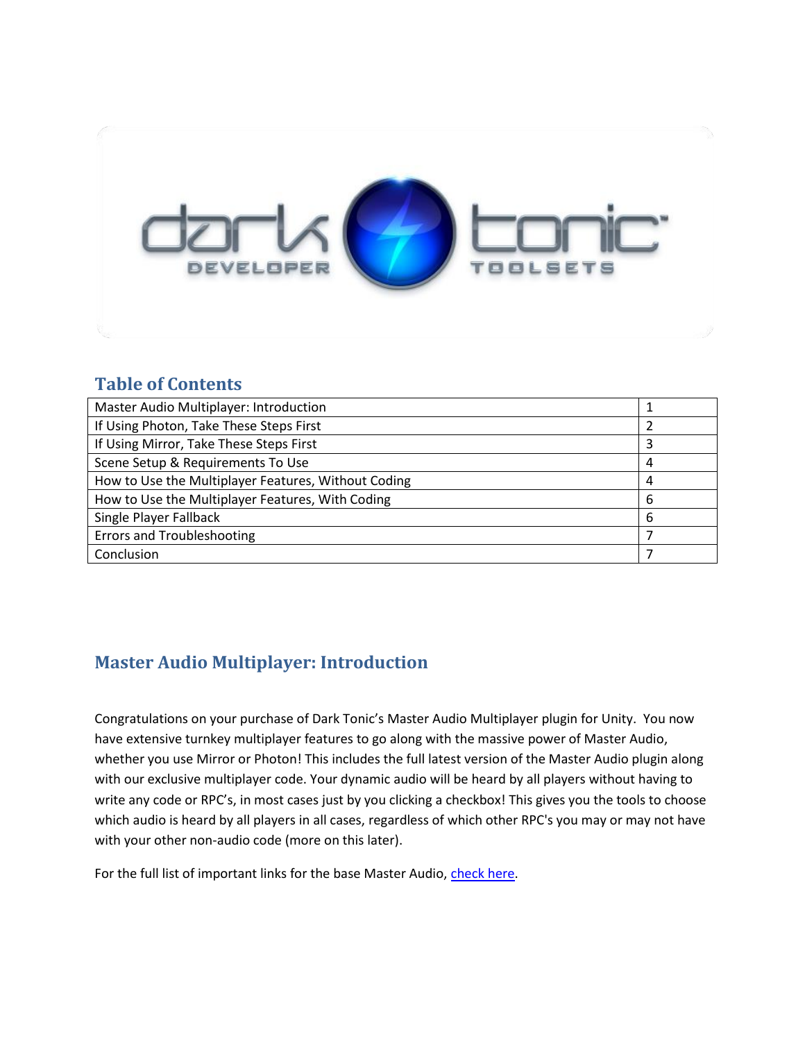## Table of Contents

| | |
|---|---|
| Master Audio Multiplayer: Introduction | 1 |
| If Using Photon, Take These Steps First | 2 |
| If Using Mirror, Take These Steps First | 3 |
| Scene Setup & Requirements To Use | 4 |
| How to Use the Multiplayer Features, Without Coding | 4 |
| How to Use the Multiplayer Features, With Coding | 6 |
| Single Player Fallback | 6 |
| Errors and Troubleshooting | 7 |
| Conclusion | 7 |

## Master Audio Multiplayer: Introduction

Congratulations on your purchase of Dark Tonic's Master Audio Multiplayer plugin for Unity. You now have extensive turnkey multiplayer features to go along with the massive power of Master Audio, whether you use Mirror or Photon! This includes the full latest version of the Master Audio plugin along with our exclusive multiplayer code. Your dynamic audio will be heard by all players without having to write any code or RPC's, in most cases just by you clicking a checkbox! This gives you the tools to choose which audio is heard by all players in all cases, regardless of which other RPC's you may or may not have with your other non-audio code (more on this later).

For the full list of important links for the base Master Audio, check here.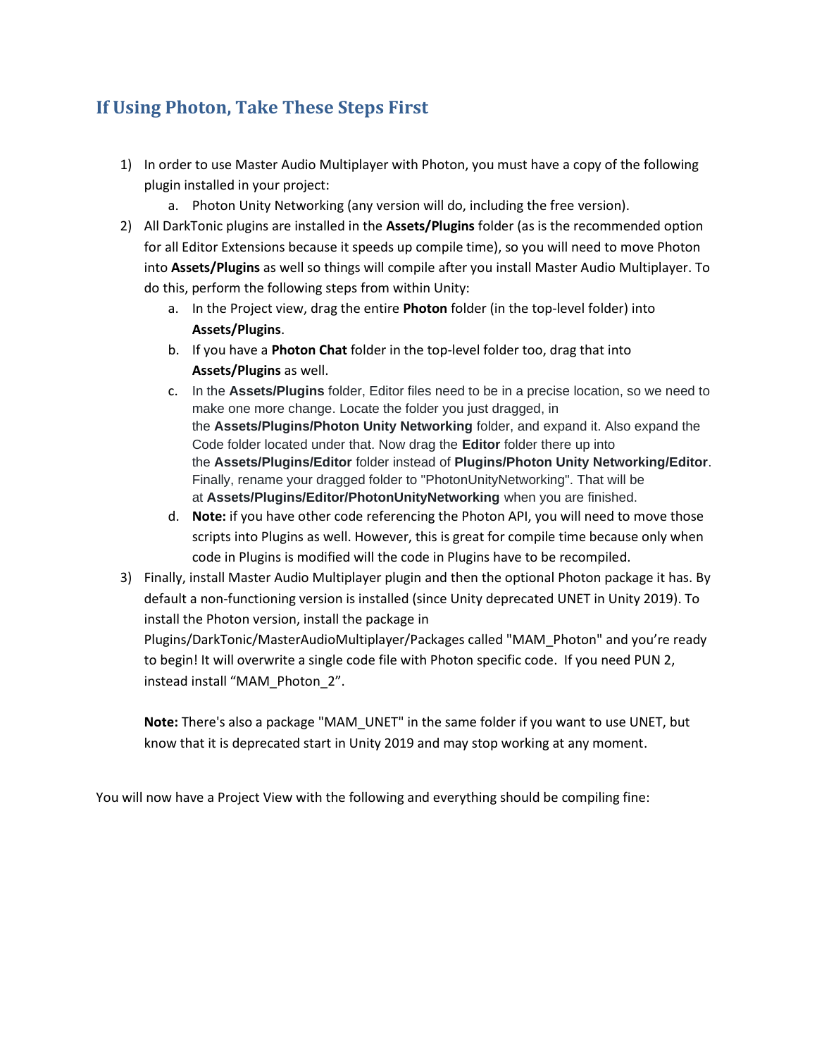## If Using Photon, Take These Steps First

1) In order to use Master Audio Multiplayer with Photon, you must have a copy of the following plugin installed in your project:
   a. Photon Unity Networking (any version will do, including the free version).
2) All DarkTonic plugins are installed in the **Assets/Plugins** folder (as is the recommended option for all Editor Extensions because it speeds up compile time), so you will need to move Photon into **Assets/Plugins** as well so things will compile after you install Master Audio Multiplayer. To do this, perform the following steps from within Unity:
   a. In the Project view, drag the entire **Photon** folder (in the top-level folder) into **Assets/Plugins**.
   b. If you have a **Photon Chat** folder in the top-level folder too, drag that into **Assets/Plugins** as well.
   c. In the **Assets/Plugins** folder, Editor files need to be in a precise location, so we need to make one more change. Locate the folder you just dragged, in the **Assets/Plugins/Photon Unity Networking** folder, and expand it. Also expand the Code folder located under that. Now drag the **Editor** folder there up into the **Assets/Plugins/Editor** folder instead of **Plugins/Photon Unity Networking/Editor**. Finally, rename your dragged folder to "PhotonUnityNetworking". That will be at **Assets/Plugins/Editor/PhotonUnityNetworking** when you are finished.
   d. **Note:** if you have other code referencing the Photon API, you will need to move those scripts into Plugins as well. However, this is great for compile time because only when code in Plugins is modified will the code in Plugins have to be recompiled.
3) Finally, install Master Audio Multiplayer plugin and then the optional Photon package it has. By default a non-functioning version is installed (since Unity deprecated UNET in Unity 2019). To install the Photon version, install the package in Plugins/DarkTonic/MasterAudioMultiplayer/Packages called "MAM_Photon" and you're ready to begin! It will overwrite a single code file with Photon specific code. If you need PUN 2, instead install "MAM_Photon_2".

   **Note:** There's also a package "MAM_UNET" in the same folder if you want to use UNET, but know that it is deprecated start in Unity 2019 and may stop working at any moment.

You will now have a Project View with the following and everything should be compiling fine: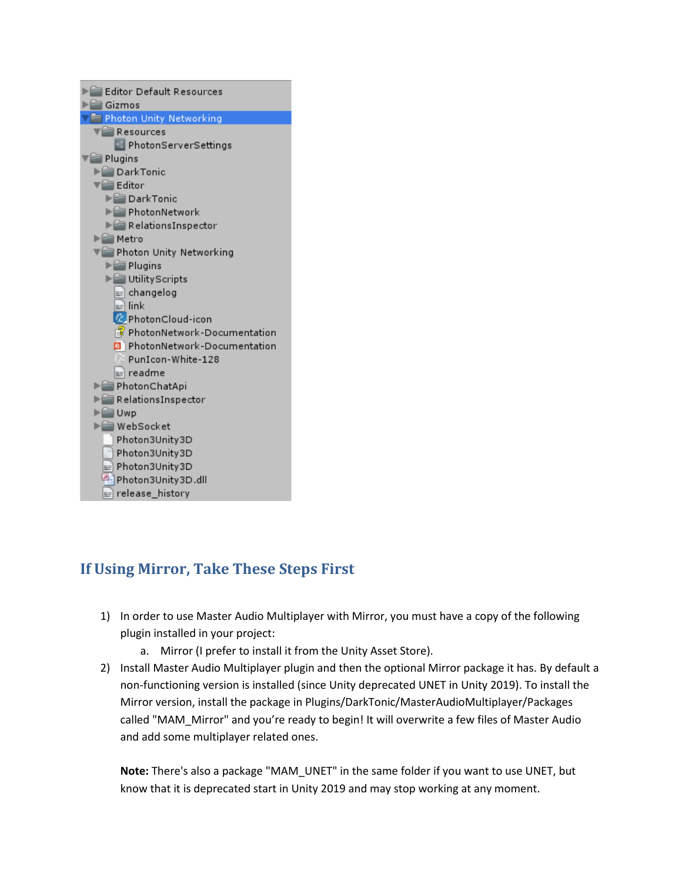## If Using Mirror, Take These Steps First

1) In order to use Master Audio Multiplayer with Mirror, you must have a copy of the following plugin installed in your project:
   a. Mirror (I prefer to install it from the Unity Asset Store).
2) Install Master Audio Multiplayer plugin and then the optional Mirror package it has. By default a non-functioning version is installed (since Unity deprecated UNET in Unity 2019). To install the Mirror version, install the package in Plugins/DarkTonic/MasterAudioMultiplayer/Packages called "MAM_Mirror" and you're ready to begin! It will overwrite a few files of Master Audio and add some multiplayer related ones.

   **Note:** There's also a package "MAM_UNET" in the same folder if you want to use UNET, but know that it is deprecated start in Unity 2019 and may stop working at any moment.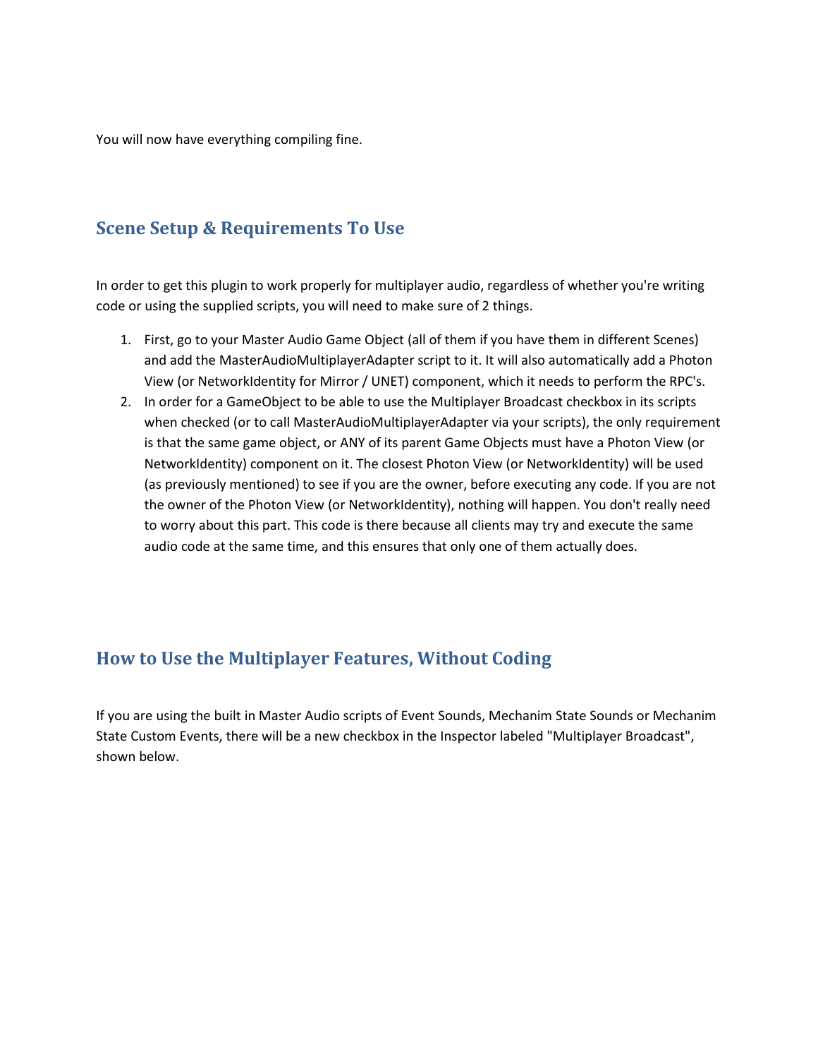You will now have everything compiling fine.

## Scene Setup & Requirements To Use

In order to get this plugin to work properly for multiplayer audio, regardless of whether you're writing code or using the supplied scripts, you will need to make sure of 2 things.

1. First, go to your Master Audio Game Object (all of them if you have them in different Scenes) and add the MasterAudioMultiplayerAdapter script to it. It will also automatically add a Photon View (or NetworkIdentity for Mirror / UNET) component, which it needs to perform the RPC's.
2. In order for a GameObject to be able to use the Multiplayer Broadcast checkbox in its scripts when checked (or to call MasterAudioMultiplayerAdapter via your scripts), the only requirement is that the same game object, or ANY of its parent Game Objects must have a Photon View (or NetworkIdentity) component on it. The closest Photon View (or NetworkIdentity) will be used (as previously mentioned) to see if you are the owner, before executing any code. If you are not the owner of the Photon View (or NetworkIdentity), nothing will happen. You don't really need to worry about this part. This code is there because all clients may try and execute the same audio code at the same time, and this ensures that only one of them actually does.

## How to Use the Multiplayer Features, Without Coding

If you are using the built in Master Audio scripts of Event Sounds, Mechanim State Sounds or Mechanim State Custom Events, there will be a new checkbox in the Inspector labeled "Multiplayer Broadcast", shown below.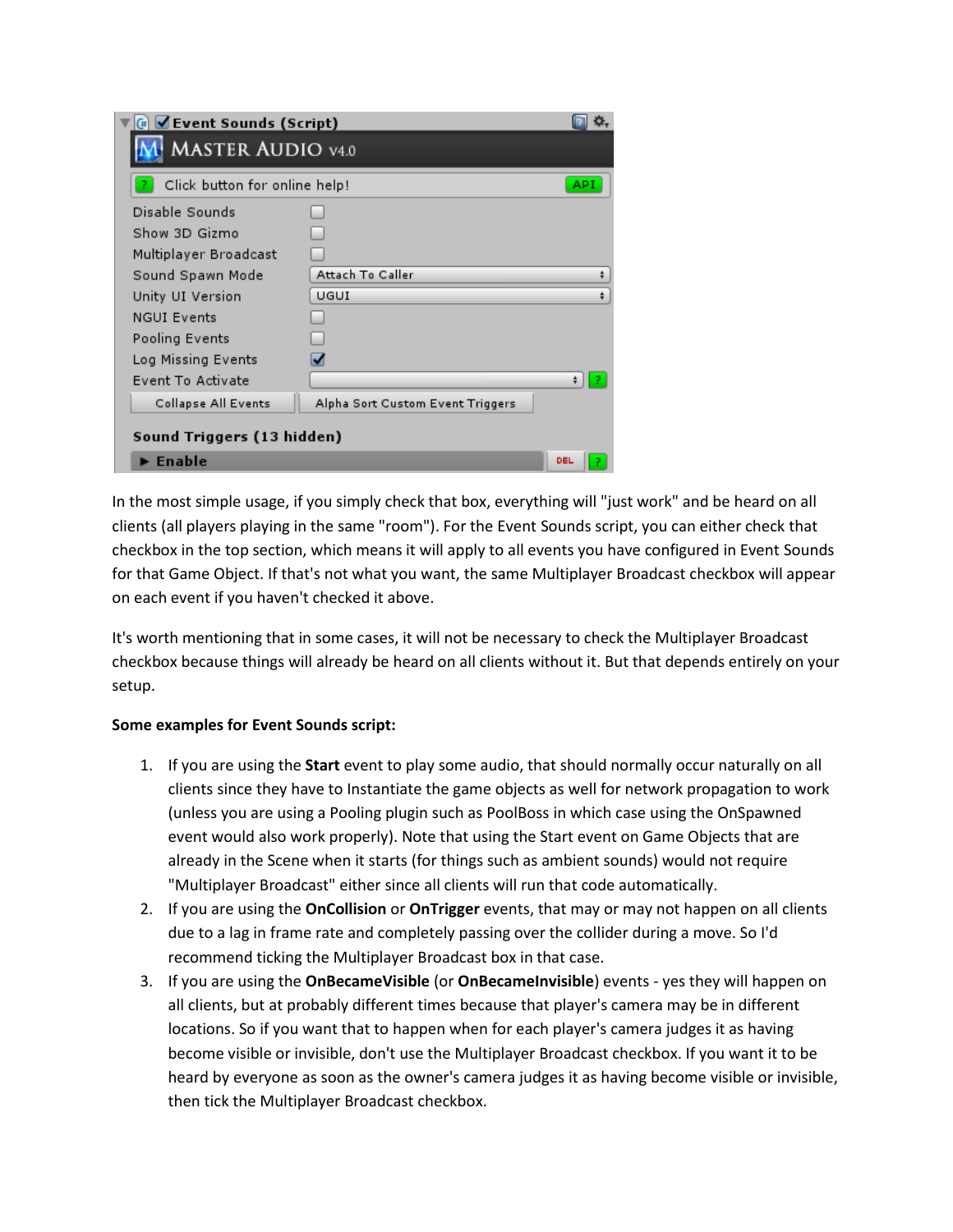In the most simple usage, if you simply check that box, everything will "just work" and be heard on all clients (all players playing in the same "room"). For the Event Sounds script, you can either check that checkbox in the top section, which means it will apply to all events you have configured in Event Sounds for that Game Object. If that's not what you want, the same Multiplayer Broadcast checkbox will appear on each event if you haven't checked it above.

It's worth mentioning that in some cases, it will not be necessary to check the Multiplayer Broadcast checkbox because things will already be heard on all clients without it. But that depends entirely on your setup.

**Some examples for Event Sounds script:**

1. If you are using the **Start** event to play some audio, that should normally occur naturally on all clients since they have to Instantiate the game objects as well for network propagation to work (unless you are using a Pooling plugin such as PoolBoss in which case using the OnSpawned event would also work properly). Note that using the Start event on Game Objects that are already in the Scene when it starts (for things such as ambient sounds) would not require "Multiplayer Broadcast" either since all clients will run that code automatically.
2. If you are using the **OnCollision** or **OnTrigger** events, that may or may not happen on all clients due to a lag in frame rate and completely passing over the collider during a move. So I'd recommend ticking the Multiplayer Broadcast box in that case.
3. If you are using the **OnBecameVisible** (or **OnBecameInvisible**) events - yes they will happen on all clients, but at probably different times because that player's camera may be in different locations. So if you want that to happen when for each player's camera judges it as having become visible or invisible, don't use the Multiplayer Broadcast checkbox. If you want it to be heard by everyone as soon as the owner's camera judges it as having become visible or invisible, then tick the Multiplayer Broadcast checkbox.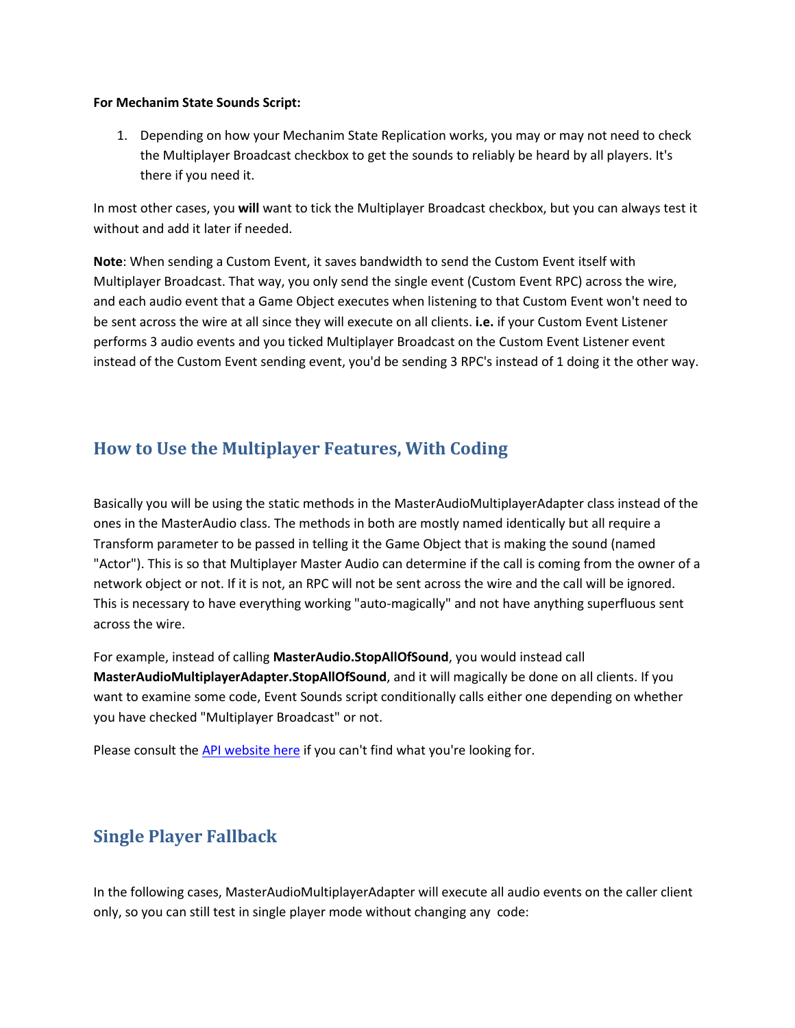**For Mechanim State Sounds Script:**

1. Depending on how your Mechanim State Replication works, you may or may not need to check the Multiplayer Broadcast checkbox to get the sounds to reliably be heard by all players. It's there if you need it.

In most other cases, you **will** want to tick the Multiplayer Broadcast checkbox, but you can always test it without and add it later if needed.

**Note**: When sending a Custom Event, it saves bandwidth to send the Custom Event itself with Multiplayer Broadcast. That way, you only send the single event (Custom Event RPC) across the wire, and each audio event that a Game Object executes when listening to that Custom Event won't need to be sent across the wire at all since they will execute on all clients. **i.e.** if your Custom Event Listener performs 3 audio events and you ticked Multiplayer Broadcast on the Custom Event Listener event instead of the Custom Event sending event, you'd be sending 3 RPC's instead of 1 doing it the other way.

## How to Use the Multiplayer Features, With Coding

Basically you will be using the static methods in the MasterAudioMultiplayerAdapter class instead of the ones in the MasterAudio class. The methods in both are mostly named identically but all require a Transform parameter to be passed in telling it the Game Object that is making the sound (named "Actor"). This is so that Multiplayer Master Audio can determine if the call is coming from the owner of a network object or not. If it is not, an RPC will not be sent across the wire and the call will be ignored. This is necessary to have everything working "auto-magically" and not have anything superfluous sent across the wire.

For example, instead of calling **MasterAudio.StopAllOfSound**, you would instead call **MasterAudioMultiplayerAdapter.StopAllOfSound**, and it will magically be done on all clients. If you want to examine some code, Event Sounds script conditionally calls either one depending on whether you have checked "Multiplayer Broadcast" or not.

Please consult the API website here if you can't find what you're looking for.

## Single Player Fallback

In the following cases, MasterAudioMultiplayerAdapter will execute all audio events on the caller client only, so you can still test in single player mode without changing any code: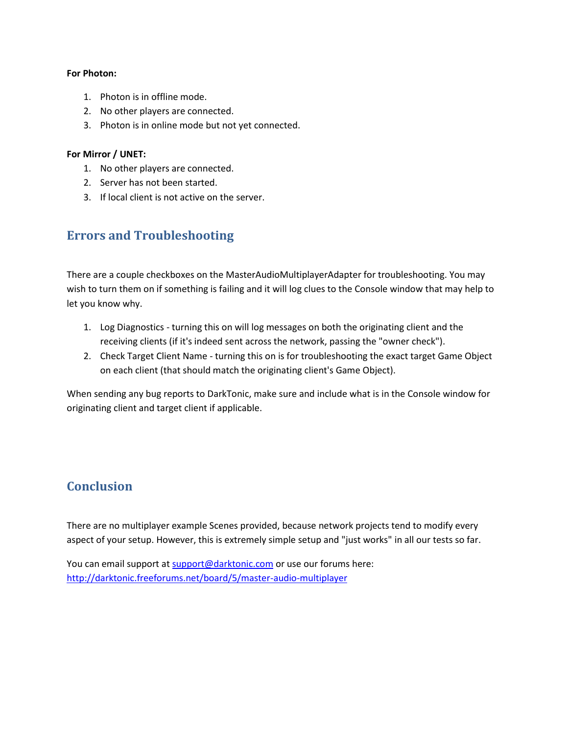**For Photon:**

1. Photon is in offline mode.
2. No other players are connected.
3. Photon is in online mode but not yet connected.

**For Mirror / UNET:**

1. No other players are connected.
2. Server has not been started.
3. If local client is not active on the server.

## Errors and Troubleshooting

There are a couple checkboxes on the MasterAudioMultiplayerAdapter for troubleshooting. You may wish to turn them on if something is failing and it will log clues to the Console window that may help to let you know why.

1. Log Diagnostics - turning this on will log messages on both the originating client and the receiving clients (if it's indeed sent across the network, passing the "owner check").
2. Check Target Client Name - turning this on is for troubleshooting the exact target Game Object on each client (that should match the originating client's Game Object).

When sending any bug reports to DarkTonic, make sure and include what is in the Console window for originating client and target client if applicable.

## Conclusion

There are no multiplayer example Scenes provided, because network projects tend to modify every aspect of your setup. However, this is extremely simple setup and "just works" in all our tests so far.

You can email support at [support@darktonic.com](mailto:support@darktonic.com) or use our forums here: [http://darktonic.freeforums.net/board/5/master-audio-multiplayer](http://darktonic.freeforums.net/board/5/master-audio-multiplayer)